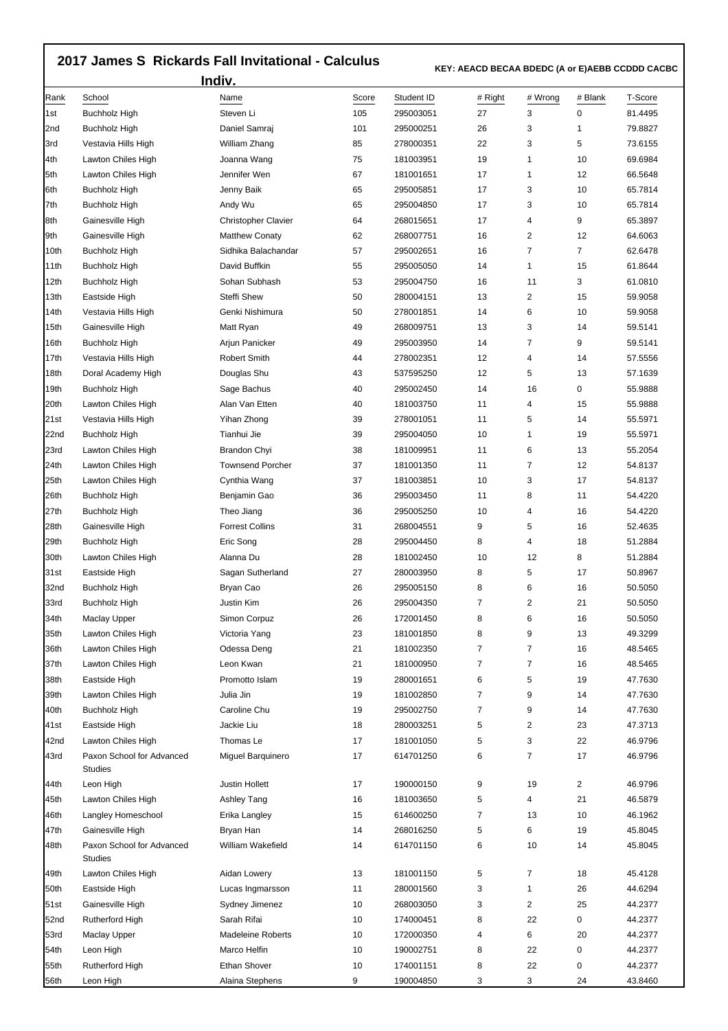## 2017 James S Rickards Fall Invitational - Calculus

### Indiv.

**KEY: AEACD BECAA BDEDC (A or E)AEBB CCDDD CACBC**

| Rank | School | Name | Score | Student ID | # Right | # Wrong | # Blank | T-Score |
|---|---|---|---|---|---|---|---|---|
| 1st | Buchholz High | Steven Li | 105 | 295003051 | 27 | 3 | 0 | 81.4495 |
| 2nd | Buchholz High | Daniel Samraj | 101 | 295000251 | 26 | 3 | 1 | 79.8827 |
| 3rd | Vestavia Hills High | William Zhang | 85 | 278000351 | 22 | 3 | 5 | 73.6155 |
| 4th | Lawton Chiles High | Joanna Wang | 75 | 181003951 | 19 | 1 | 10 | 69.6984 |
| 5th | Lawton Chiles High | Jennifer Wen | 67 | 181001651 | 17 | 1 | 12 | 66.5648 |
| 6th | Buchholz High | Jenny Baik | 65 | 295005851 | 17 | 3 | 10 | 65.7814 |
| 7th | Buchholz High | Andy Wu | 65 | 295004850 | 17 | 3 | 10 | 65.7814 |
| 8th | Gainesville High | Christopher Clavier | 64 | 268015651 | 17 | 4 | 9 | 65.3897 |
| 9th | Gainesville High | Matthew Conaty | 62 | 268007751 | 16 | 2 | 12 | 64.6063 |
| 10th | Buchholz High | Sidhika Balachandar | 57 | 295002651 | 16 | 7 | 7 | 62.6478 |
| 11th | Buchholz High | David Buffkin | 55 | 295005050 | 14 | 1 | 15 | 61.8644 |
| 12th | Buchholz High | Sohan Subhash | 53 | 295004750 | 16 | 11 | 3 | 61.0810 |
| 13th | Eastside High | Steffi Shew | 50 | 280004151 | 13 | 2 | 15 | 59.9058 |
| 14th | Vestavia Hills High | Genki Nishimura | 50 | 278001851 | 14 | 6 | 10 | 59.9058 |
| 15th | Gainesville High | Matt Ryan | 49 | 268009751 | 13 | 3 | 14 | 59.5141 |
| 16th | Buchholz High | Arjun Panicker | 49 | 295003950 | 14 | 7 | 9 | 59.5141 |
| 17th | Vestavia Hills High | Robert Smith | 44 | 278002351 | 12 | 4 | 14 | 57.5556 |
| 18th | Doral Academy High | Douglas Shu | 43 | 537595250 | 12 | 5 | 13 | 57.1639 |
| 19th | Buchholz High | Sage Bachus | 40 | 295002450 | 14 | 16 | 0 | 55.9888 |
| 20th | Lawton Chiles High | Alan Van Etten | 40 | 181003750 | 11 | 4 | 15 | 55.9888 |
| 21st | Vestavia Hills High | Yihan Zhong | 39 | 278001051 | 11 | 5 | 14 | 55.5971 |
| 22nd | Buchholz High | Tianhui Jie | 39 | 295004050 | 10 | 1 | 19 | 55.5971 |
| 23rd | Lawton Chiles High | Brandon Chyi | 38 | 181009951 | 11 | 6 | 13 | 55.2054 |
| 24th | Lawton Chiles High | Townsend Porcher | 37 | 181001350 | 11 | 7 | 12 | 54.8137 |
| 25th | Lawton Chiles High | Cynthia Wang | 37 | 181003851 | 10 | 3 | 17 | 54.8137 |
| 26th | Buchholz High | Benjamin Gao | 36 | 295003450 | 11 | 8 | 11 | 54.4220 |
| 27th | Buchholz High | Theo Jiang | 36 | 295005250 | 10 | 4 | 16 | 54.4220 |
| 28th | Gainesville High | Forrest Collins | 31 | 268004551 | 9 | 5 | 16 | 52.4635 |
| 29th | Buchholz High | Eric Song | 28 | 295004450 | 8 | 4 | 18 | 51.2884 |
| 30th | Lawton Chiles High | Alanna Du | 28 | 181002450 | 10 | 12 | 8 | 51.2884 |
| 31st | Eastside High | Sagan Sutherland | 27 | 280003950 | 8 | 5 | 17 | 50.8967 |
| 32nd | Buchholz High | Bryan Cao | 26 | 295005150 | 8 | 6 | 16 | 50.5050 |
| 33rd | Buchholz High | Justin Kim | 26 | 295004350 | 7 | 2 | 21 | 50.5050 |
| 34th | Maclay Upper | Simon Corpuz | 26 | 172001450 | 8 | 6 | 16 | 50.5050 |
| 35th | Lawton Chiles High | Victoria Yang | 23 | 181001850 | 8 | 9 | 13 | 49.3299 |
| 36th | Lawton Chiles High | Odessa Deng | 21 | 181002350 | 7 | 7 | 16 | 48.5465 |
| 37th | Lawton Chiles High | Leon Kwan | 21 | 181000950 | 7 | 7 | 16 | 48.5465 |
| 38th | Eastside High | Promotto Islam | 19 | 280001651 | 6 | 5 | 19 | 47.7630 |
| 39th | Lawton Chiles High | Julia Jin | 19 | 181002850 | 7 | 9 | 14 | 47.7630 |
| 40th | Buchholz High | Caroline Chu | 19 | 295002750 | 7 | 9 | 14 | 47.7630 |
| 41st | Eastside High | Jackie Liu | 18 | 280003251 | 5 | 2 | 23 | 47.3713 |
| 42nd | Lawton Chiles High | Thomas Le | 17 | 181001050 | 5 | 3 | 22 | 46.9796 |
| 43rd | Paxon School for Advanced Studies | Miguel Barquinero | 17 | 614701250 | 6 | 7 | 17 | 46.9796 |
| 44th | Leon High | Justin Hollett | 17 | 190000150 | 9 | 19 | 2 | 46.9796 |
| 45th | Lawton Chiles High | Ashley Tang | 16 | 181003650 | 5 | 4 | 21 | 46.5879 |
| 46th | Langley Homeschool | Erika Langley | 15 | 614600250 | 7 | 13 | 10 | 46.1962 |
| 47th | Gainesville High | Bryan Han | 14 | 268016250 | 5 | 6 | 19 | 45.8045 |
| 48th | Paxon School for Advanced Studies | William Wakefield | 14 | 614701150 | 6 | 10 | 14 | 45.8045 |
| 49th | Lawton Chiles High | Aidan Lowery | 13 | 181001150 | 5 | 7 | 18 | 45.4128 |
| 50th | Eastside High | Lucas Ingmarsson | 11 | 280001560 | 3 | 1 | 26 | 44.6294 |
| 51st | Gainesville High | Sydney Jimenez | 10 | 268003050 | 3 | 2 | 25 | 44.2377 |
| 52nd | Rutherford High | Sarah Rifai | 10 | 174000451 | 8 | 22 | 0 | 44.2377 |
| 53rd | Maclay Upper | Madeleine Roberts | 10 | 172000350 | 4 | 6 | 20 | 44.2377 |
| 54th | Leon High | Marco Helfin | 10 | 190002751 | 8 | 22 | 0 | 44.2377 |
| 55th | Rutherford High | Ethan Shover | 10 | 174001151 | 8 | 22 | 0 | 44.2377 |
| 56th | Leon High | Alaina Stephens | 9 | 190004850 | 3 | 3 | 24 | 43.8460 |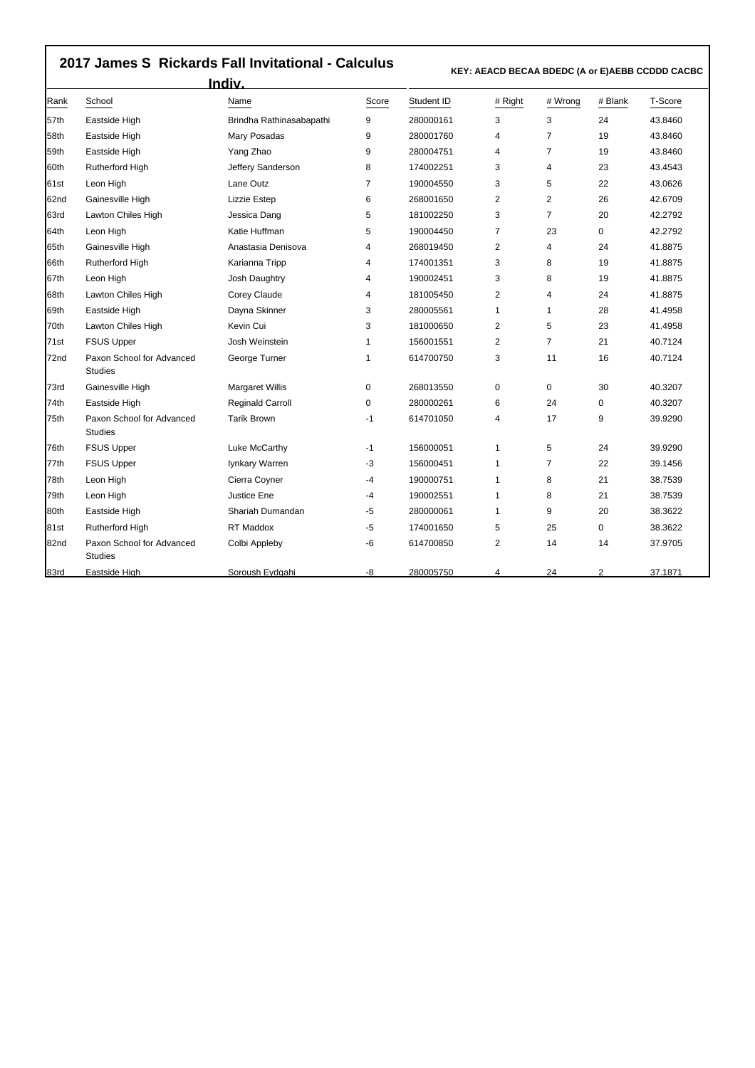## 2017 James S Rickards Fall Invitational - Calculus Indiv.

**KEY: AEACD BECAA BDEDC (A or E)AEBB CCDDD CACBC**

| Rank | School | Name | Score | Student ID | # Right | # Wrong | # Blank | T-Score |
|---|---|---|---|---|---|---|---|---|
| 57th | Eastside High | Brindha Rathinasabapathi | 9 | 280000161 | 3 | 3 | 24 | 43.8460 |
| 58th | Eastside High | Mary Posadas | 9 | 280001760 | 4 | 7 | 19 | 43.8460 |
| 59th | Eastside High | Yang Zhao | 9 | 280004751 | 4 | 7 | 19 | 43.8460 |
| 60th | Rutherford High | Jeffery Sanderson | 8 | 174002251 | 3 | 4 | 23 | 43.4543 |
| 61st | Leon High | Lane Outz | 7 | 190004550 | 3 | 5 | 22 | 43.0626 |
| 62nd | Gainesville High | Lizzie Estep | 6 | 268001650 | 2 | 2 | 26 | 42.6709 |
| 63rd | Lawton Chiles High | Jessica Dang | 5 | 181002250 | 3 | 7 | 20 | 42.2792 |
| 64th | Leon High | Katie Huffman | 5 | 190004450 | 7 | 23 | 0 | 42.2792 |
| 65th | Gainesville High | Anastasia Denisova | 4 | 268019450 | 2 | 4 | 24 | 41.8875 |
| 66th | Rutherford High | Karianna Tripp | 4 | 174001351 | 3 | 8 | 19 | 41.8875 |
| 67th | Leon High | Josh Daughtry | 4 | 190002451 | 3 | 8 | 19 | 41.8875 |
| 68th | Lawton Chiles High | Corey Claude | 4 | 181005450 | 2 | 4 | 24 | 41.8875 |
| 69th | Eastside High | Dayna Skinner | 3 | 280005561 | 1 | 1 | 28 | 41.4958 |
| 70th | Lawton Chiles High | Kevin Cui | 3 | 181000650 | 2 | 5 | 23 | 41.4958 |
| 71st | FSUS Upper | Josh Weinstein | 1 | 156001551 | 2 | 7 | 21 | 40.7124 |
| 72nd | Paxon School for Advanced Studies | George Turner | 1 | 614700750 | 3 | 11 | 16 | 40.7124 |
| 73rd | Gainesville High | Margaret Willis | 0 | 268013550 | 0 | 0 | 30 | 40.3207 |
| 74th | Eastside High | Reginald Carroll | 0 | 280000261 | 6 | 24 | 0 | 40.3207 |
| 75th | Paxon School for Advanced Studies | Tarik Brown | -1 | 614701050 | 4 | 17 | 9 | 39.9290 |
| 76th | FSUS Upper | Luke McCarthy | -1 | 156000051 | 1 | 5 | 24 | 39.9290 |
| 77th | FSUS Upper | Iynkary Warren | -3 | 156000451 | 1 | 7 | 22 | 39.1456 |
| 78th | Leon High | Cierra Coyner | -4 | 190000751 | 1 | 8 | 21 | 38.7539 |
| 79th | Leon High | Justice Ene | -4 | 190002551 | 1 | 8 | 21 | 38.7539 |
| 80th | Eastside High | Shariah Dumandan | -5 | 280000061 | 1 | 9 | 20 | 38.3622 |
| 81st | Rutherford High | RT Maddox | -5 | 174001650 | 5 | 25 | 0 | 38.3622 |
| 82nd | Paxon School for Advanced Studies | Colbi Appleby | -6 | 614700850 | 2 | 14 | 14 | 37.9705 |
| 83rd | Eastside High | Soroush Eydgahi | -8 | 280005750 | 4 | 24 | 2 | 37.1871 |